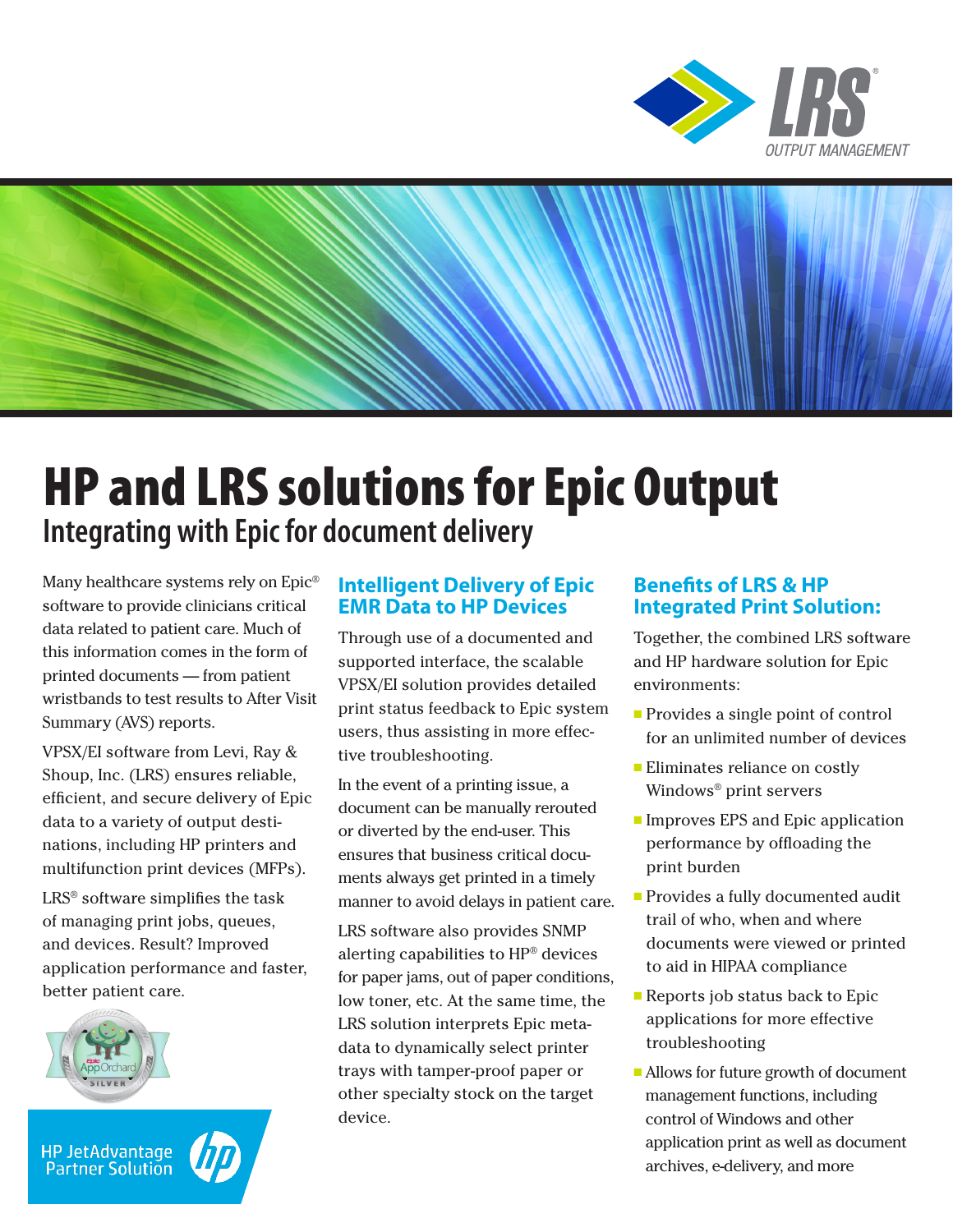# HP and LRS solutions for Epic Output

## Integrating with Epic for document delivery

Many healthcare systems rely on Epic® software to provide clinicians critical data related to patient care. Much of this information comes in the form of printed documents — from patient wristbands to test results to After Visit Summary (AVS) reports.

VPSX/EI software from Levi, Ray & Shoup, Inc. (LRS) ensures reliable, efficient, and secure delivery of Epic data to a variety of output destinations, including HP printers and multifunction print devices (MFPs).

LRS® software simplifies the task of managing print jobs, queues, and devices. Result? Improved application performance and faster, better patient care.

### Intelligent Delivery of Epic EMR Data to HP Devices

Through use of a documented and supported interface, the scalable VPSX/EI solution provides detailed print status feedback to Epic system users, thus assisting in more effective troubleshooting.

In the event of a printing issue, a document can be manually rerouted or diverted by the end-user. This ensures that business critical documents always get printed in a timely manner to avoid delays in patient care.

LRS software also provides SNMP alerting capabilities to HP® devices for paper jams, out of paper conditions, low toner, etc. At the same time, the LRS solution interprets Epic metadata to dynamically select printer trays with tamper-proof paper or other specialty stock on the target device.

### Benefits of LRS & HP Integrated Print Solution:

Together, the combined LRS software and HP hardware solution for Epic environments:

- Provides a single point of control for an unlimited number of devices
- Eliminates reliance on costly Windows® print servers
- Improves EPS and Epic application performance by offloading the print burden
- Provides a fully documented audit trail of who, when and where documents were viewed or printed to aid in HIPAA compliance
- Reports job status back to Epic applications for more effective troubleshooting
- Allows for future growth of document management functions, including control of Windows and other application print as well as document archives, e-delivery, and more

Epic AppOrchard SILVER

HP JetAdvantage Partner Solution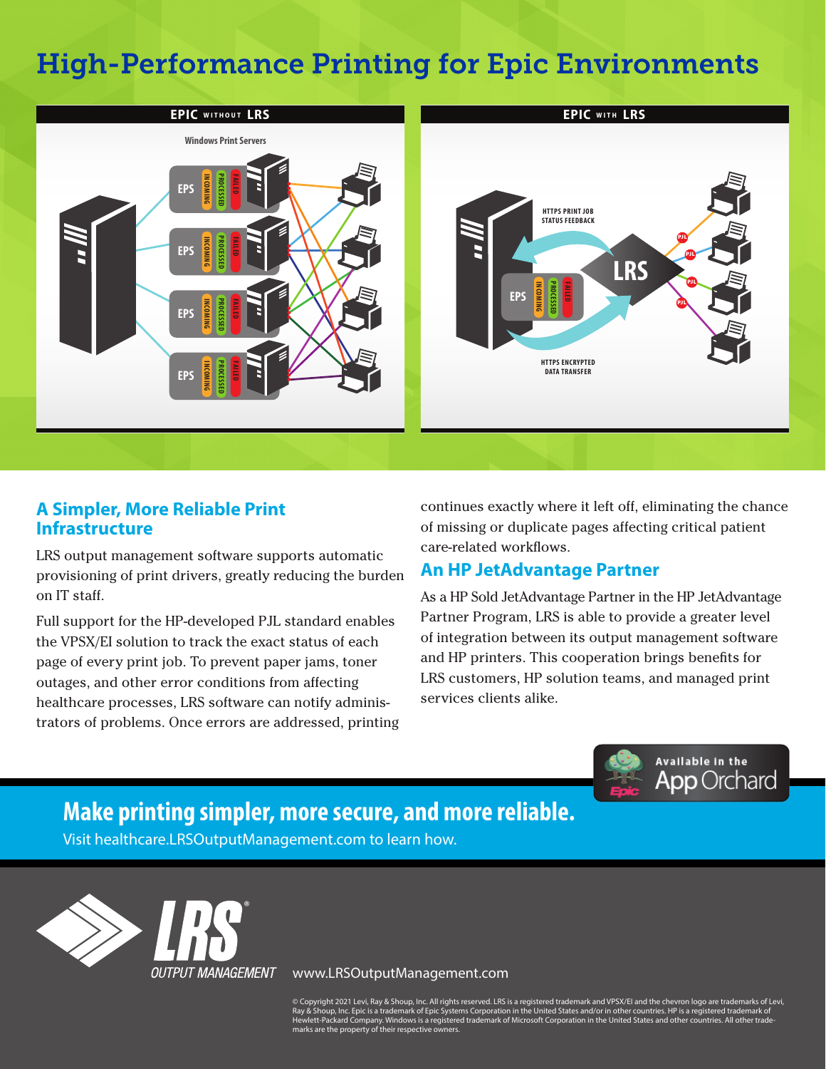# High-Performance Printing for Epic Environments

EPIC WITHOUT LRS

Windows Print Servers

EPS INCOMING PROCESSED FAILED

EPS INCOMING PROCESSED FAILED

EPS INCOMING PROCESSED FAILED

EPS INCOMING PROCESSED FAILED

EPIC WITH LRS

HTTPS PRINT JOB STATUS FEEDBACK

LRS

EPS INCOMING PROCESSED FAILED

PJL PJL PJL PJL

HTTPS ENCRYPTED DATA TRANSFER

## A Simpler, More Reliable Print Infrastructure

LRS output management software supports automatic provisioning of print drivers, greatly reducing the burden on IT staff.

Full support for the HP-developed PJL standard enables the VPSX/EI solution to track the exact status of each page of every print job. To prevent paper jams, toner outages, and other error conditions from affecting healthcare processes, LRS software can notify administrators of problems. Once errors are addressed, printing continues exactly where it left off, eliminating the chance of missing or duplicate pages affecting critical patient care-related workflows.

## An HP JetAdvantage Partner

As a HP Sold JetAdvantage Partner in the HP JetAdvantage Partner Program, LRS is able to provide a greater level of integration between its output management software and HP printers. This cooperation brings benefits for LRS customers, HP solution teams, and managed print services clients alike.

Available in the App Orchard

**Make printing simpler, more secure, and more reliable.**

Visit healthcare.LRSOutputManagement.com to learn how.

LRS® OUTPUT MANAGEMENT

www.LRSOutputManagement.com

© Copyright 2021 Levi, Ray & Shoup, Inc. All rights reserved. LRS is a registered trademark and VPSX/EI and the chevron logo are trademarks of Levi, Ray & Shoup, Inc. Epic is a trademark of Epic Systems Corporation in the United States and/or in other countries. HP is a registered trademark of Hewlett-Packard Company. Windows is a registered trademark of Microsoft Corporation in the United States and other countries. All other trademarks are the property of their respective owners.